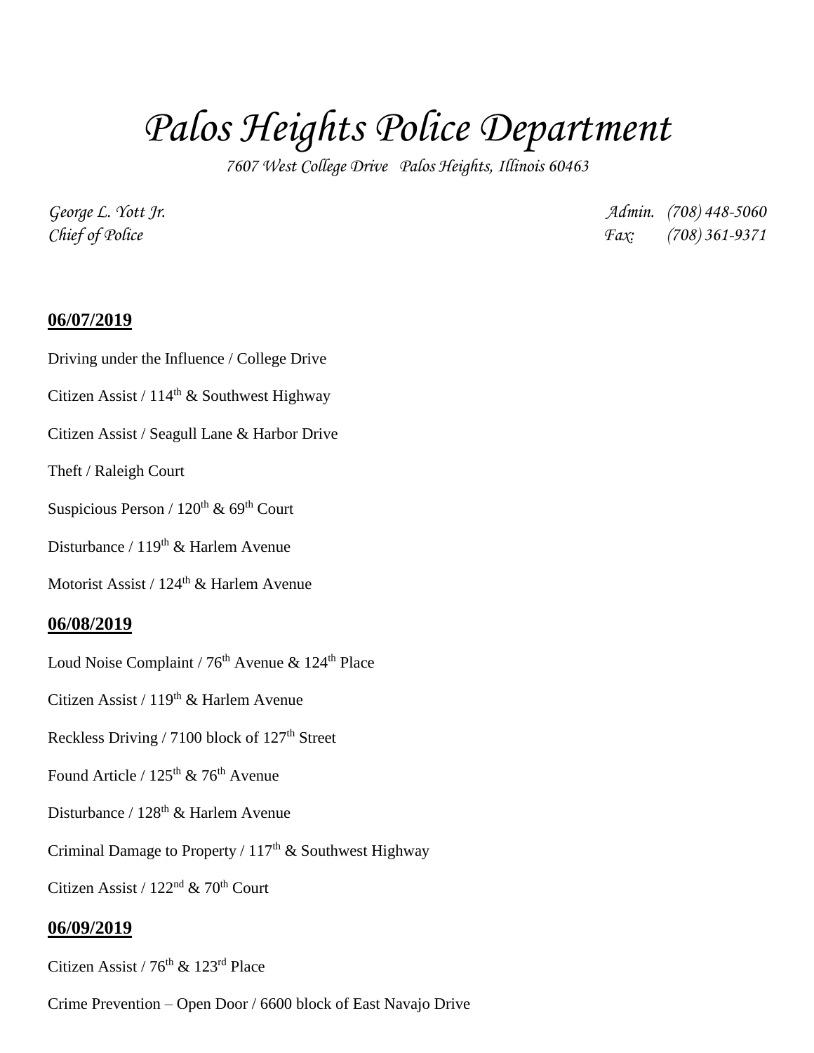# Palos Heights Police Department

*7607 West College Drive Palos Heights, Illinois 60463*

*George L. Yott Jr.* *Admin. (708) 448-5060*
*Chief of Police* *Fax: (708) 361-9371*

**06/07/2019**

Driving under the Influence / College Drive

Citizen Assist / 114th & Southwest Highway

Citizen Assist / Seagull Lane & Harbor Drive

Theft / Raleigh Court

Suspicious Person / 120th & 69th Court

Disturbance / 119th & Harlem Avenue

Motorist Assist / 124th & Harlem Avenue

**06/08/2019**

Loud Noise Complaint / 76th Avenue & 124th Place

Citizen Assist / 119th & Harlem Avenue

Reckless Driving / 7100 block of 127th Street

Found Article / 125th & 76th Avenue

Disturbance / 128th & Harlem Avenue

Criminal Damage to Property / 117th & Southwest Highway

Citizen Assist / 122nd & 70th Court

**06/09/2019**

Citizen Assist / 76th & 123rd Place

Crime Prevention – Open Door / 6600 block of East Navajo Drive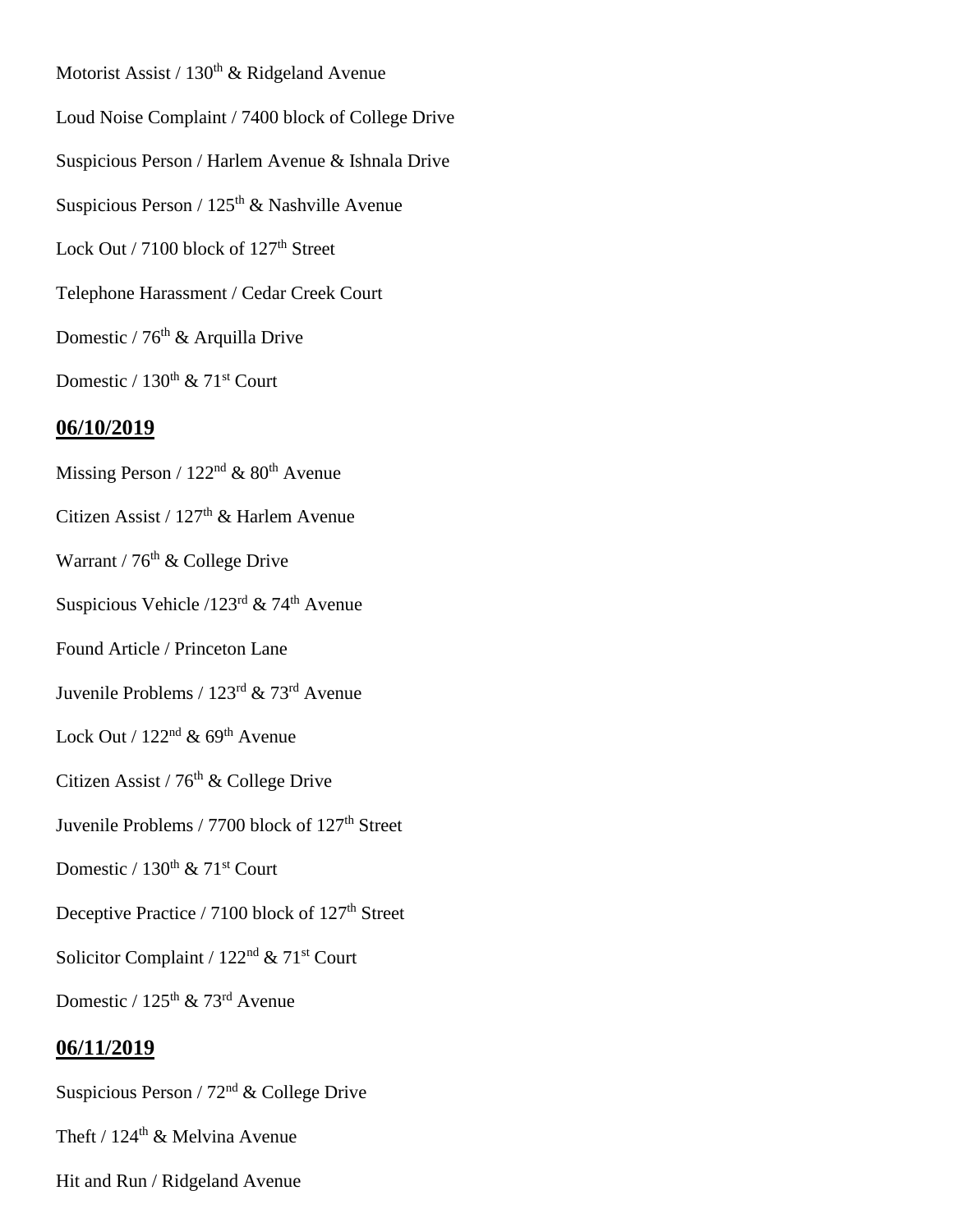Motorist Assist / 130th & Ridgeland Avenue

Loud Noise Complaint / 7400 block of College Drive

Suspicious Person / Harlem Avenue & Ishnala Drive

Suspicious Person / 125th & Nashville Avenue

Lock Out / 7100 block of 127th Street

Telephone Harassment / Cedar Creek Court

Domestic / 76th & Arquilla Drive

Domestic / 130th & 71st Court

## 06/10/2019

Missing Person / 122nd & 80th Avenue

Citizen Assist / 127th & Harlem Avenue

Warrant / 76th & College Drive

Suspicious Vehicle /123rd & 74th Avenue

Found Article / Princeton Lane

Juvenile Problems / 123rd & 73rd Avenue

Lock Out / 122nd & 69th Avenue

Citizen Assist / 76th & College Drive

Juvenile Problems / 7700 block of 127th Street

Domestic / 130th & 71st Court

Deceptive Practice / 7100 block of 127th Street

Solicitor Complaint / 122nd & 71st Court

Domestic / 125th & 73rd Avenue

## 06/11/2019

Suspicious Person / 72nd & College Drive

Theft / 124th & Melvina Avenue

Hit and Run / Ridgeland Avenue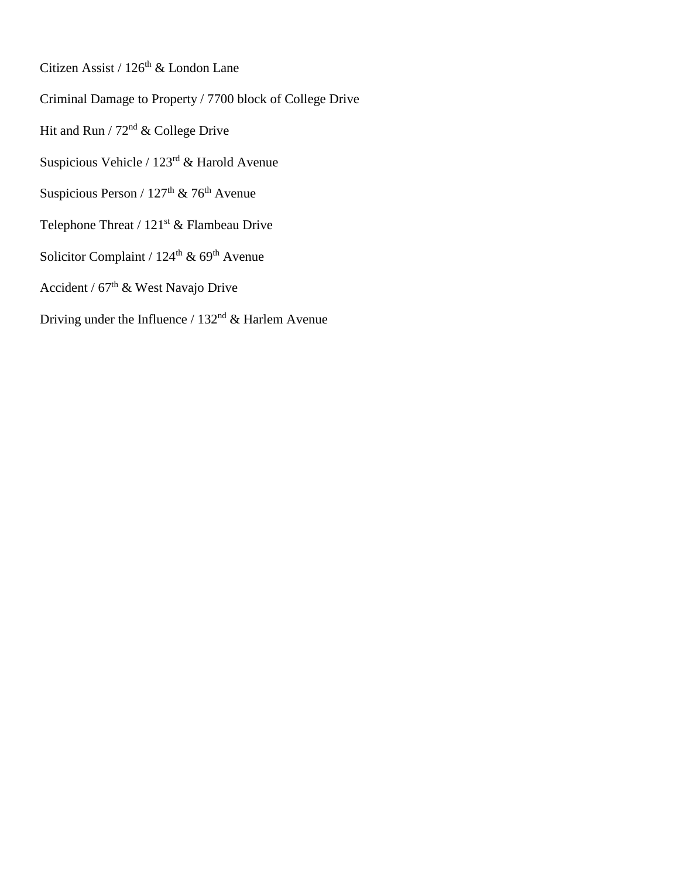Citizen Assist / 126th & London Lane

Criminal Damage to Property / 7700 block of College Drive

Hit and Run / 72nd & College Drive

Suspicious Vehicle / 123rd & Harold Avenue

Suspicious Person / 127th & 76th Avenue

Telephone Threat / 121st & Flambeau Drive

Solicitor Complaint / 124th & 69th Avenue

Accident / 67th & West Navajo Drive

Driving under the Influence / 132nd & Harlem Avenue